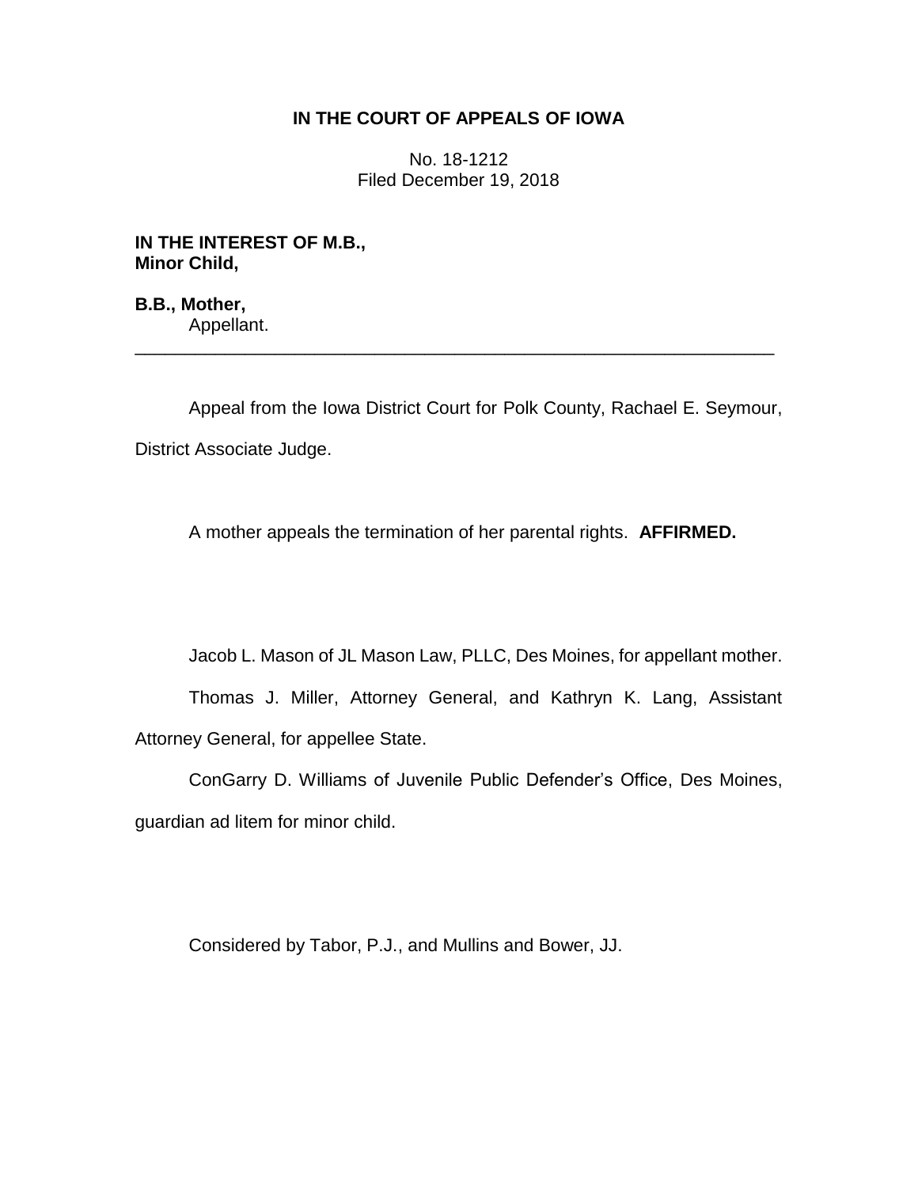# IN THE COURT OF APPEALS OF IOWA

No. 18-1212
Filed December 19, 2018

**IN THE INTEREST OF M.B.,**
**Minor Child,**

**B.B., Mother,**
Appellant.

---

Appeal from the Iowa District Court for Polk County, Rachael E. Seymour, District Associate Judge.

A mother appeals the termination of her parental rights. **AFFIRMED.**

Jacob L. Mason of JL Mason Law, PLLC, Des Moines, for appellant mother.

Thomas J. Miller, Attorney General, and Kathryn K. Lang, Assistant Attorney General, for appellee State.

ConGarry D. Williams of Juvenile Public Defender's Office, Des Moines, guardian ad litem for minor child.

Considered by Tabor, P.J., and Mullins and Bower, JJ.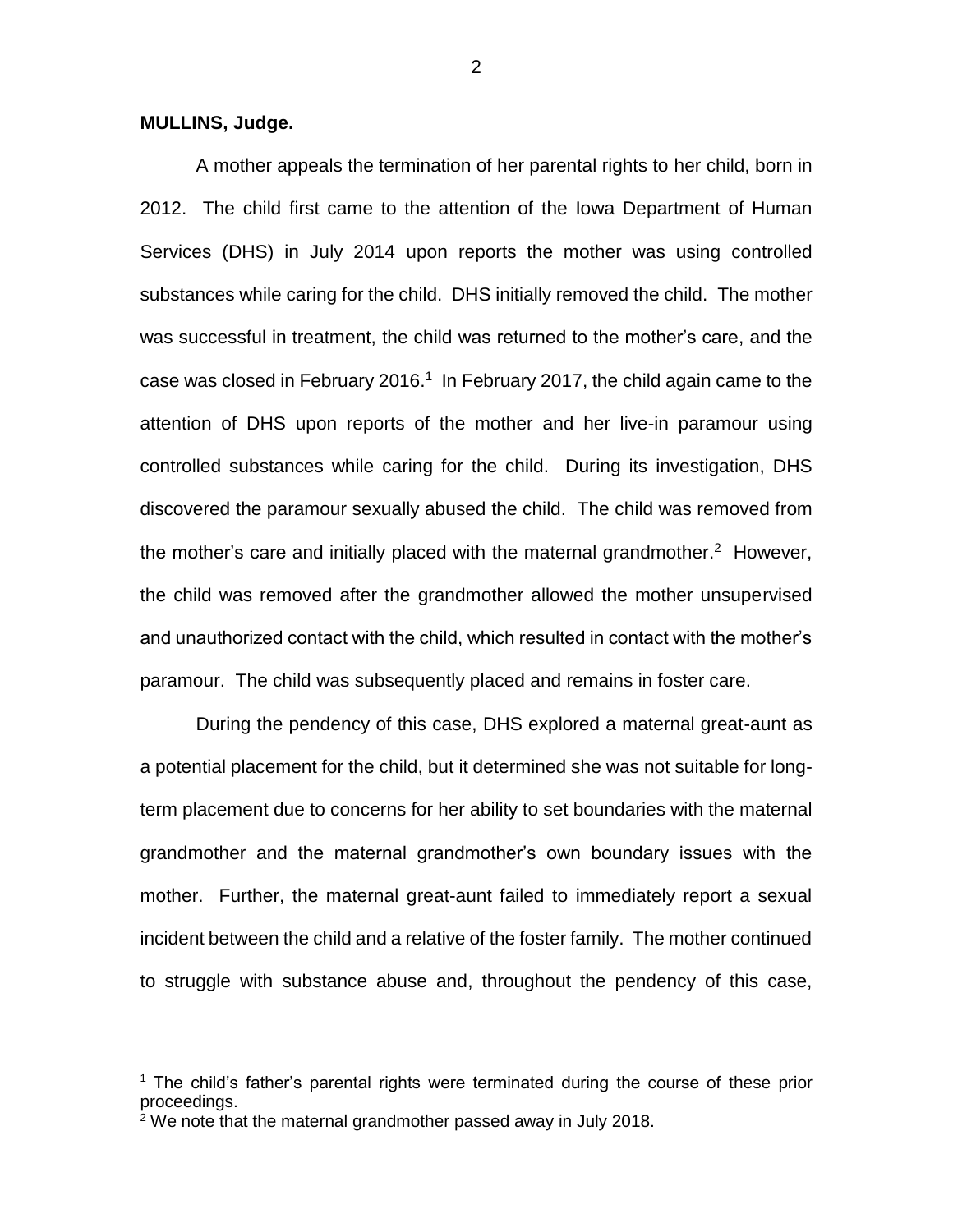**MULLINS, Judge.**

A mother appeals the termination of her parental rights to her child, born in 2012. The child first came to the attention of the Iowa Department of Human Services (DHS) in July 2014 upon reports the mother was using controlled substances while caring for the child. DHS initially removed the child. The mother was successful in treatment, the child was returned to the mother's care, and the case was closed in February 2016.[1] In February 2017, the child again came to the attention of DHS upon reports of the mother and her live-in paramour using controlled substances while caring for the child. During its investigation, DHS discovered the paramour sexually abused the child. The child was removed from the mother's care and initially placed with the maternal grandmother.[2] However, the child was removed after the grandmother allowed the mother unsupervised and unauthorized contact with the child, which resulted in contact with the mother's paramour. The child was subsequently placed and remains in foster care.

During the pendency of this case, DHS explored a maternal great-aunt as a potential placement for the child, but it determined she was not suitable for long-term placement due to concerns for her ability to set boundaries with the maternal grandmother and the maternal grandmother's own boundary issues with the mother. Further, the maternal great-aunt failed to immediately report a sexual incident between the child and a relative of the foster family. The mother continued to struggle with substance abuse and, throughout the pendency of this case,

[1] The child's father's parental rights were terminated during the course of these prior proceedings.

[2] We note that the maternal grandmother passed away in July 2018.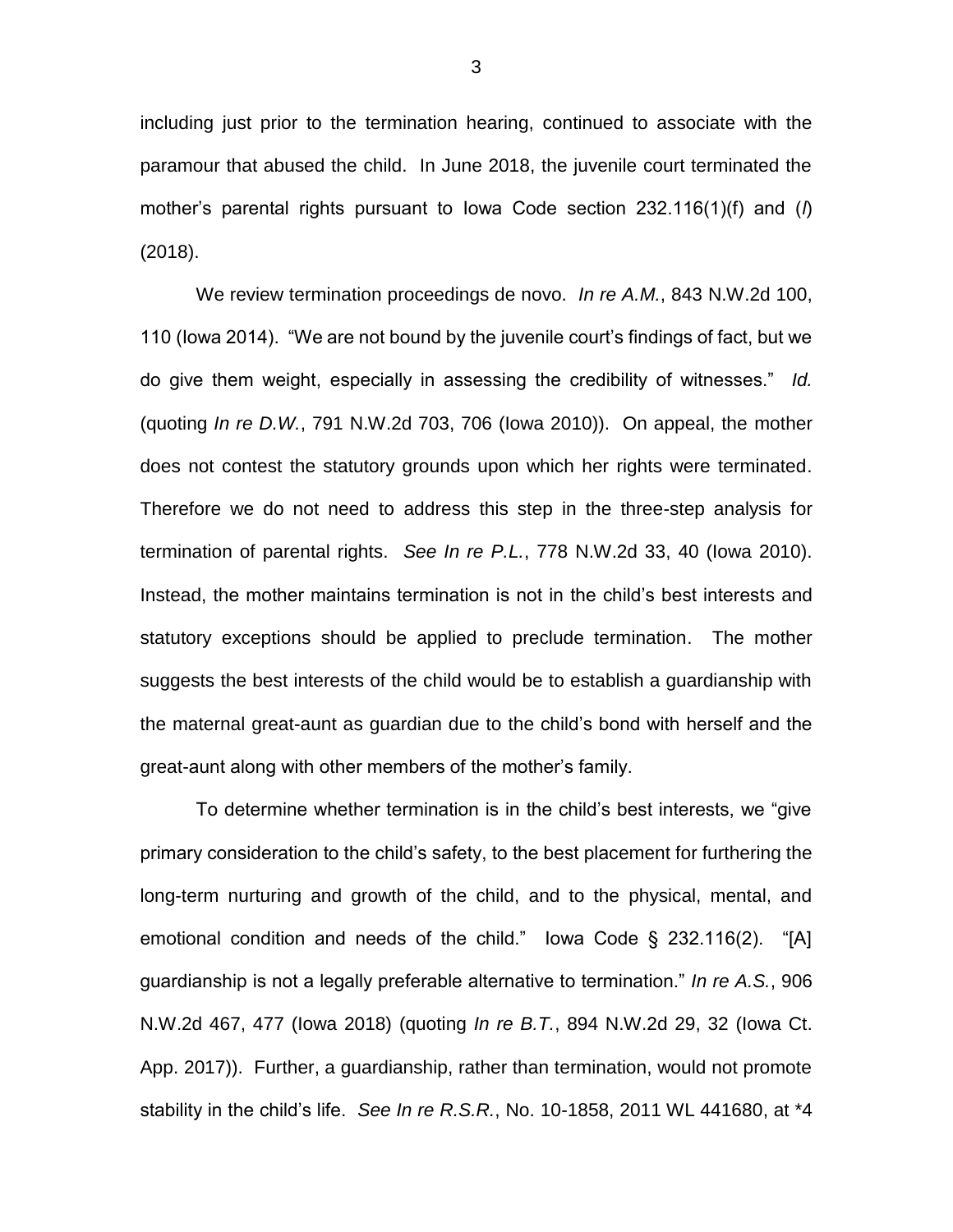including just prior to the termination hearing, continued to associate with the paramour that abused the child. In June 2018, the juvenile court terminated the mother's parental rights pursuant to Iowa Code section 232.116(1)(f) and (*l*) (2018).

We review termination proceedings de novo. *In re A.M.*, 843 N.W.2d 100, 110 (Iowa 2014). "We are not bound by the juvenile court's findings of fact, but we do give them weight, especially in assessing the credibility of witnesses." *Id.* (quoting *In re D.W.*, 791 N.W.2d 703, 706 (Iowa 2010)). On appeal, the mother does not contest the statutory grounds upon which her rights were terminated. Therefore we do not need to address this step in the three-step analysis for termination of parental rights. *See In re P.L.*, 778 N.W.2d 33, 40 (Iowa 2010). Instead, the mother maintains termination is not in the child's best interests and statutory exceptions should be applied to preclude termination. The mother suggests the best interests of the child would be to establish a guardianship with the maternal great-aunt as guardian due to the child's bond with herself and the great-aunt along with other members of the mother's family.

To determine whether termination is in the child's best interests, we "give primary consideration to the child's safety, to the best placement for furthering the long-term nurturing and growth of the child, and to the physical, mental, and emotional condition and needs of the child." Iowa Code § 232.116(2). "[A] guardianship is not a legally preferable alternative to termination." *In re A.S.*, 906 N.W.2d 467, 477 (Iowa 2018) (quoting *In re B.T.*, 894 N.W.2d 29, 32 (Iowa Ct. App. 2017)). Further, a guardianship, rather than termination, would not promote stability in the child's life. *See In re R.S.R.*, No. 10-1858, 2011 WL 441680, at *4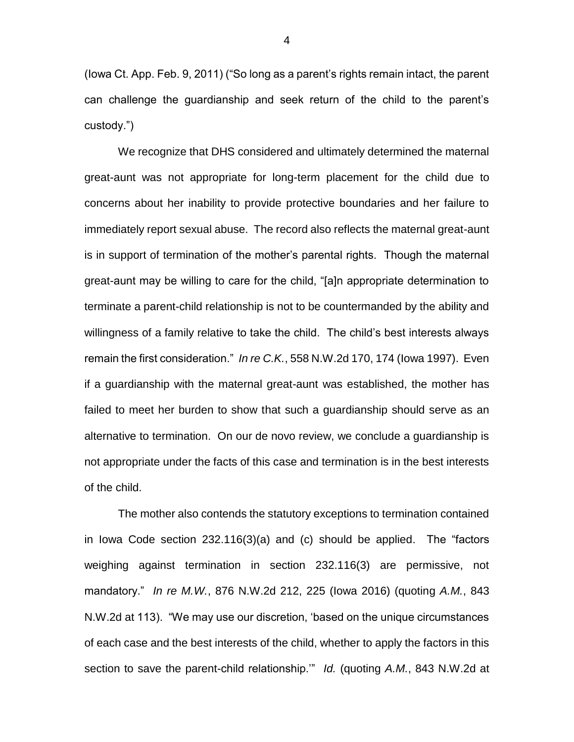(Iowa Ct. App. Feb. 9, 2011) ("So long as a parent's rights remain intact, the parent can challenge the guardianship and seek return of the child to the parent's custody.")

We recognize that DHS considered and ultimately determined the maternal great-aunt was not appropriate for long-term placement for the child due to concerns about her inability to provide protective boundaries and her failure to immediately report sexual abuse. The record also reflects the maternal great-aunt is in support of termination of the mother's parental rights. Though the maternal great-aunt may be willing to care for the child, "[a]n appropriate determination to terminate a parent-child relationship is not to be countermanded by the ability and willingness of a family relative to take the child. The child's best interests always remain the first consideration." *In re C.K.*, 558 N.W.2d 170, 174 (Iowa 1997). Even if a guardianship with the maternal great-aunt was established, the mother has failed to meet her burden to show that such a guardianship should serve as an alternative to termination. On our de novo review, we conclude a guardianship is not appropriate under the facts of this case and termination is in the best interests of the child.

The mother also contends the statutory exceptions to termination contained in Iowa Code section 232.116(3)(a) and (c) should be applied. The "factors weighing against termination in section 232.116(3) are permissive, not mandatory." *In re M.W.*, 876 N.W.2d 212, 225 (Iowa 2016) (quoting *A.M.*, 843 N.W.2d at 113). "We may use our discretion, 'based on the unique circumstances of each case and the best interests of the child, whether to apply the factors in this section to save the parent-child relationship.'" *Id.* (quoting *A.M.*, 843 N.W.2d at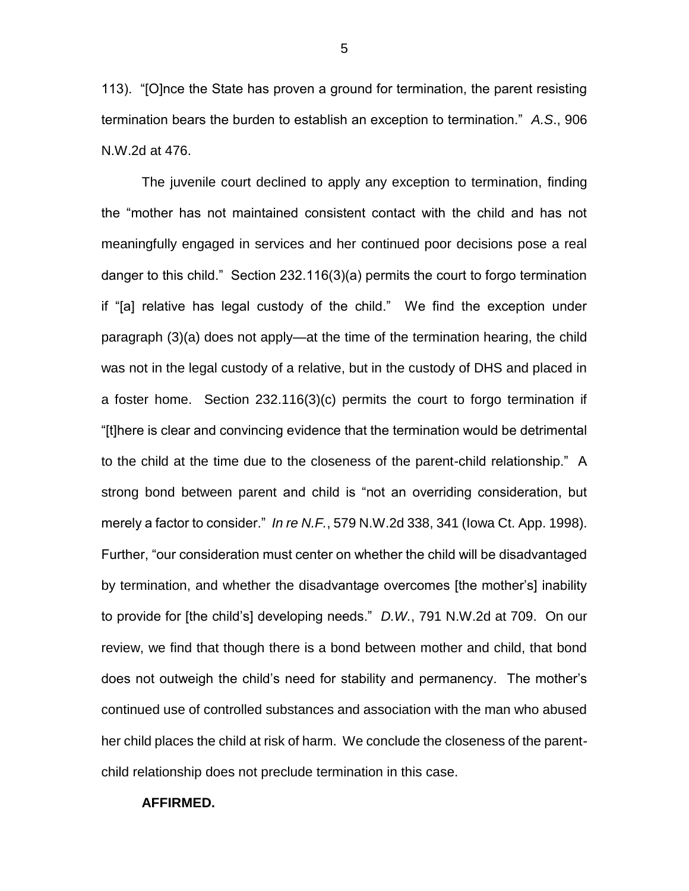113). "[O]nce the State has proven a ground for termination, the parent resisting termination bears the burden to establish an exception to termination." *A.S.*, 906 N.W.2d at 476.

The juvenile court declined to apply any exception to termination, finding the "mother has not maintained consistent contact with the child and has not meaningfully engaged in services and her continued poor decisions pose a real danger to this child." Section 232.116(3)(a) permits the court to forgo termination if "[a] relative has legal custody of the child." We find the exception under paragraph (3)(a) does not apply—at the time of the termination hearing, the child was not in the legal custody of a relative, but in the custody of DHS and placed in a foster home. Section 232.116(3)(c) permits the court to forgo termination if "[t]here is clear and convincing evidence that the termination would be detrimental to the child at the time due to the closeness of the parent-child relationship." A strong bond between parent and child is "not an overriding consideration, but merely a factor to consider." *In re N.F.*, 579 N.W.2d 338, 341 (Iowa Ct. App. 1998). Further, "our consideration must center on whether the child will be disadvantaged by termination, and whether the disadvantage overcomes [the mother's] inability to provide for [the child's] developing needs." *D.W.*, 791 N.W.2d at 709. On our review, we find that though there is a bond between mother and child, that bond does not outweigh the child's need for stability and permanency. The mother's continued use of controlled substances and association with the man who abused her child places the child at risk of harm. We conclude the closeness of the parent-child relationship does not preclude termination in this case.

**AFFIRMED.**